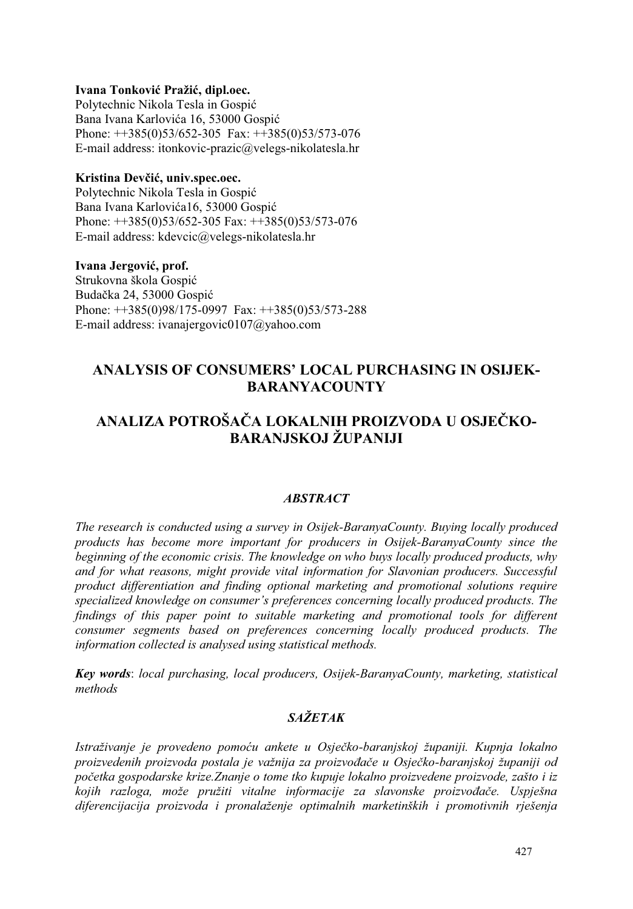**Ivana Tonković Pražić, dipl.oec.**
Polytechnic Nikola Tesla in Gospić
Bana Ivana Karlovića 16, 53000 Gospić
Phone: ++385(0)53/652-305 Fax: ++385(0)53/573-076
E-mail address: itonkovic-prazic@velegs-nikolatesla.hr

**Kristina Devčić, univ.spec.oec.**
Polytechnic Nikola Tesla in Gospić
Bana Ivana Karlovića16, 53000 Gospić
Phone: ++385(0)53/652-305 Fax: ++385(0)53/573-076
E-mail address: kdevcic@velegs-nikolatesla.hr

**Ivana Jergović, prof.**
Strukovna škola Gospić
Budačka 24, 53000 Gospić
Phone: ++385(0)98/175-0997 Fax: ++385(0)53/573-288
E-mail address: ivanajergovic0107@yahoo.com

# ANALYSIS OF CONSUMERS' LOCAL PURCHASING IN OSIJEK-BARANYACOUNTY

# ANALIZA POTROŠAČA LOKALNIH PROIZVODA U OSJEČKO-BARANJSKOJ ŽUPANIJI

## *ABSTRACT*

*The research is conducted using a survey in Osijek-BaranyaCounty. Buying locally produced products has become more important for producers in Osijek-BaranyaCounty since the beginning of the economic crisis. The knowledge on who buys locally produced products, why and for what reasons, might provide vital information for Slavonian producers. Successful product differentiation and finding optional marketing and promotional solutions require specialized knowledge on consumer's preferences concerning locally produced products. The findings of this paper point to suitable marketing and promotional tools for different consumer segments based on preferences concerning locally produced products. The information collected is analysed using statistical methods.*

***Key words***: *local purchasing, local producers, Osijek-BaranyaCounty, marketing, statistical methods*

## *SAŽETAK*

*Istraživanje je provedeno pomoću ankete u Osječko-baranjskoj županiji. Kupnja lokalno proizvedenih proizvoda postala je važnija za proizvođače u Osječko-baranjskoj županiji od početka gospodarske krize.Znanje o tome tko kupuje lokalno proizvedene proizvode, zašto i iz kojih razloga, može pružiti vitalne informacije za slavonske proizvođače. Uspješna diferencijacija proizvoda i pronalaženje optimalnih marketinških i promotivnih rješenja*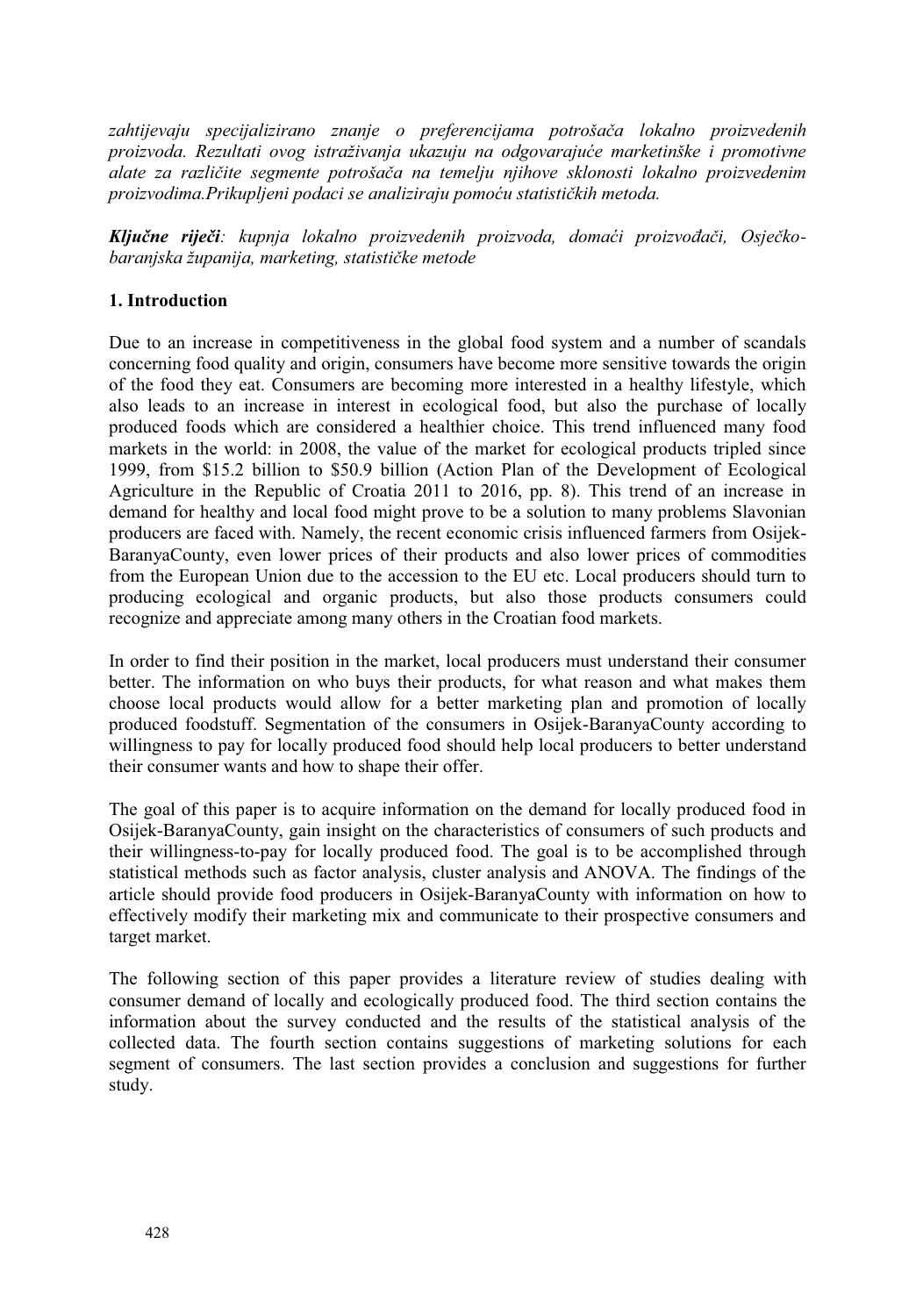*zahtijevaju specijalizirano znanje o preferencijama potrošača lokalno proizvedenih proizvoda. Rezultati ovog istraživanja ukazuju na odgovarajuće marketinške i promotivne alate za različite segmente potrošača na temelju njihove sklonosti lokalno proizvedenim proizvodima.Prikupljeni podaci se analiziraju pomoću statističkih metoda.*

***Ključne riječi****: kupnja lokalno proizvedenih proizvoda, domaći proizvođači, Osječko-baranjska županija, marketing, statističke metode*

## 1. Introduction

Due to an increase in competitiveness in the global food system and a number of scandals concerning food quality and origin, consumers have become more sensitive towards the origin of the food they eat. Consumers are becoming more interested in a healthy lifestyle, which also leads to an increase in interest in ecological food, but also the purchase of locally produced foods which are considered a healthier choice. This trend influenced many food markets in the world: in 2008, the value of the market for ecological products tripled since 1999, from $15.2 billion to $50.9 billion (Action Plan of the Development of Ecological Agriculture in the Republic of Croatia 2011 to 2016, pp. 8). This trend of an increase in demand for healthy and local food might prove to be a solution to many problems Slavonian producers are faced with. Namely, the recent economic crisis influenced farmers from Osijek-BaranyaCounty, even lower prices of their products and also lower prices of commodities from the European Union due to the accession to the EU etc. Local producers should turn to producing ecological and organic products, but also those products consumers could recognize and appreciate among many others in the Croatian food markets.

In order to find their position in the market, local producers must understand their consumer better. The information on who buys their products, for what reason and what makes them choose local products would allow for a better marketing plan and promotion of locally produced foodstuff. Segmentation of the consumers in Osijek-BaranyaCounty according to willingness to pay for locally produced food should help local producers to better understand their consumer wants and how to shape their offer.

The goal of this paper is to acquire information on the demand for locally produced food in Osijek-BaranyaCounty, gain insight on the characteristics of consumers of such products and their willingness-to-pay for locally produced food. The goal is to be accomplished through statistical methods such as factor analysis, cluster analysis and ANOVA. The findings of the article should provide food producers in Osijek-BaranyaCounty with information on how to effectively modify their marketing mix and communicate to their prospective consumers and target market.

The following section of this paper provides a literature review of studies dealing with consumer demand of locally and ecologically produced food. The third section contains the information about the survey conducted and the results of the statistical analysis of the collected data. The fourth section contains suggestions of marketing solutions for each segment of consumers. The last section provides a conclusion and suggestions for further study.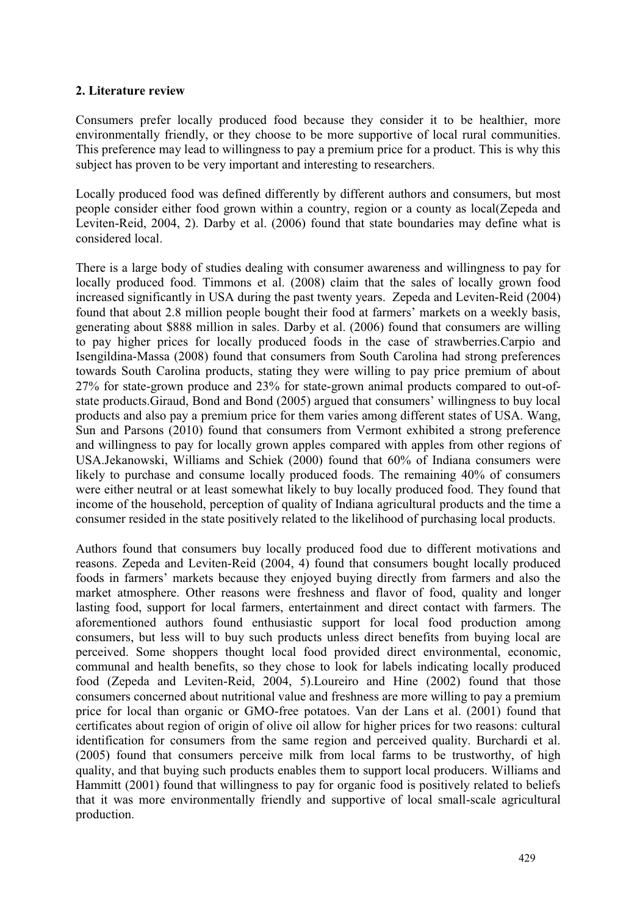## 2. Literature review

Consumers prefer locally produced food because they consider it to be healthier, more environmentally friendly, or they choose to be more supportive of local rural communities. This preference may lead to willingness to pay a premium price for a product. This is why this subject has proven to be very important and interesting to researchers.

Locally produced food was defined differently by different authors and consumers, but most people consider either food grown within a country, region or a county as local(Zepeda and Leviten-Reid, 2004, 2). Darby et al. (2006) found that state boundaries may define what is considered local.

There is a large body of studies dealing with consumer awareness and willingness to pay for locally produced food. Timmons et al. (2008) claim that the sales of locally grown food increased significantly in USA during the past twenty years. Zepeda and Leviten-Reid (2004) found that about 2.8 million people bought their food at farmers' markets on a weekly basis, generating about $888 million in sales. Darby et al. (2006) found that consumers are willing to pay higher prices for locally produced foods in the case of strawberries.Carpio and Isengildina-Massa (2008) found that consumers from South Carolina had strong preferences towards South Carolina products, stating they were willing to pay price premium of about 27% for state-grown produce and 23% for state-grown animal products compared to out-of-state products.Giraud, Bond and Bond (2005) argued that consumers' willingness to buy local products and also pay a premium price for them varies among different states of USA. Wang, Sun and Parsons (2010) found that consumers from Vermont exhibited a strong preference and willingness to pay for locally grown apples compared with apples from other regions of USA.Jekanowski, Williams and Schiek (2000) found that 60% of Indiana consumers were likely to purchase and consume locally produced foods. The remaining 40% of consumers were either neutral or at least somewhat likely to buy locally produced food. They found that income of the household, perception of quality of Indiana agricultural products and the time a consumer resided in the state positively related to the likelihood of purchasing local products.

Authors found that consumers buy locally produced food due to different motivations and reasons. Zepeda and Leviten-Reid (2004, 4) found that consumers bought locally produced foods in farmers' markets because they enjoyed buying directly from farmers and also the market atmosphere. Other reasons were freshness and flavor of food, quality and longer lasting food, support for local farmers, entertainment and direct contact with farmers. The aforementioned authors found enthusiastic support for local food production among consumers, but less will to buy such products unless direct benefits from buying local are perceived. Some shoppers thought local food provided direct environmental, economic, communal and health benefits, so they chose to look for labels indicating locally produced food (Zepeda and Leviten-Reid, 2004, 5).Loureiro and Hine (2002) found that those consumers concerned about nutritional value and freshness are more willing to pay a premium price for local than organic or GMO-free potatoes. Van der Lans et al. (2001) found that certificates about region of origin of olive oil allow for higher prices for two reasons: cultural identification for consumers from the same region and perceived quality. Burchardi et al. (2005) found that consumers perceive milk from local farms to be trustworthy, of high quality, and that buying such products enables them to support local producers. Williams and Hammitt (2001) found that willingness to pay for organic food is positively related to beliefs that it was more environmentally friendly and supportive of local small-scale agricultural production.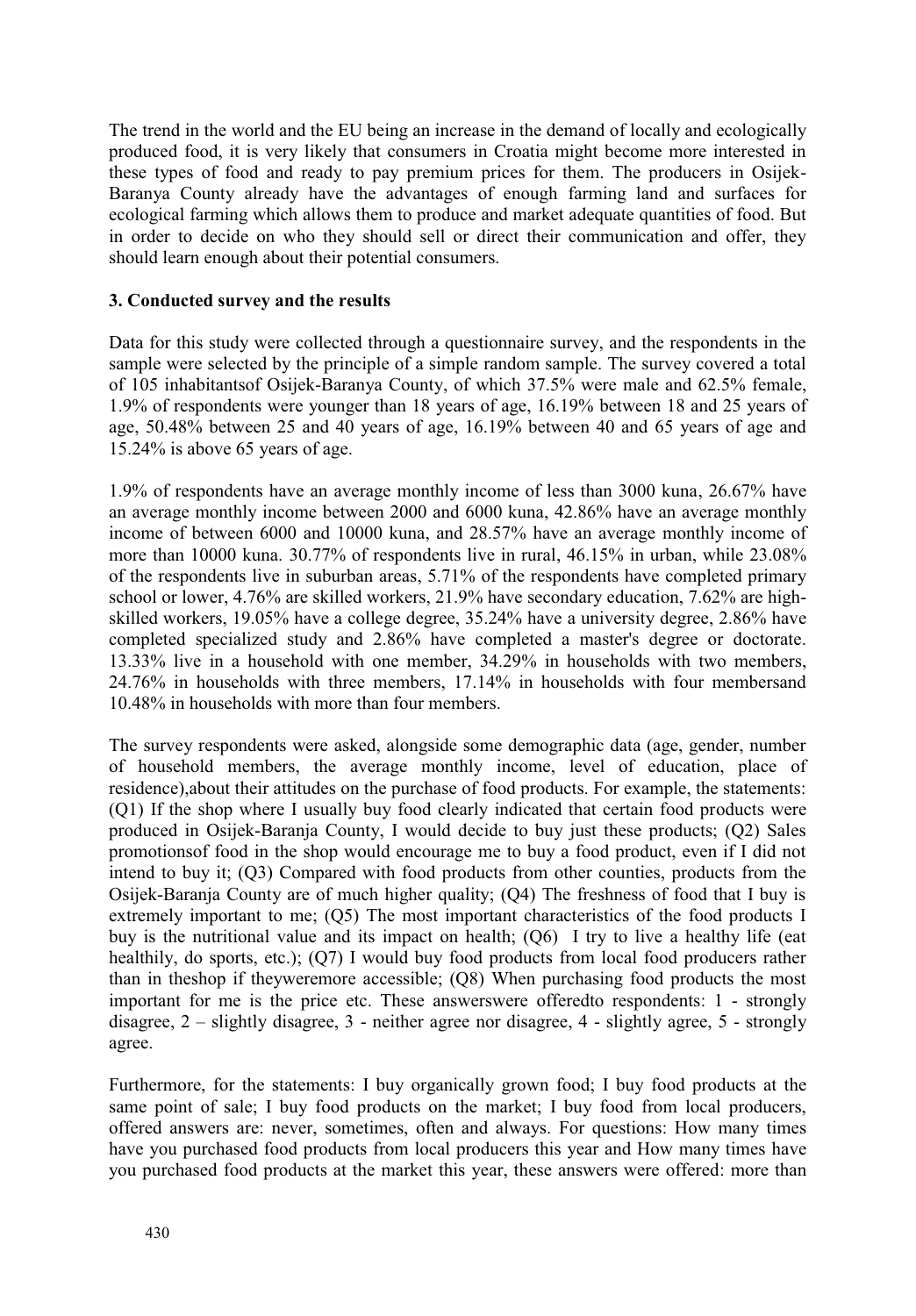The trend in the world and the EU being an increase in the demand of locally and ecologically produced food, it is very likely that consumers in Croatia might become more interested in these types of food and ready to pay premium prices for them. The producers in Osijek-Baranya County already have the advantages of enough farming land and surfaces for ecological farming which allows them to produce and market adequate quantities of food. But in order to decide on who they should sell or direct their communication and offer, they should learn enough about their potential consumers.

## 3. Conducted survey and the results

Data for this study were collected through a questionnaire survey, and the respondents in the sample were selected by the principle of a simple random sample. The survey covered a total of 105 inhabitantsof Osijek-Baranya County, of which 37.5% were male and 62.5% female, 1.9% of respondents were younger than 18 years of age, 16.19% between 18 and 25 years of age, 50.48% between 25 and 40 years of age, 16.19% between 40 and 65 years of age and 15.24% is above 65 years of age.

1.9% of respondents have an average monthly income of less than 3000 kuna, 26.67% have an average monthly income between 2000 and 6000 kuna, 42.86% have an average monthly income of between 6000 and 10000 kuna, and 28.57% have an average monthly income of more than 10000 kuna. 30.77% of respondents live in rural, 46.15% in urban, while 23.08% of the respondents live in suburban areas, 5.71% of the respondents have completed primary school or lower, 4.76% are skilled workers, 21.9% have secondary education, 7.62% are high-skilled workers, 19.05% have a college degree, 35.24% have a university degree, 2.86% have completed specialized study and 2.86% have completed a master's degree or doctorate. 13.33% live in a household with one member, 34.29% in households with two members, 24.76% in households with three members, 17.14% in households with four membersand 10.48% in households with more than four members.

The survey respondents were asked, alongside some demographic data (age, gender, number of household members, the average monthly income, level of education, place of residence),about their attitudes on the purchase of food products. For example, the statements: (Q1) If the shop where I usually buy food clearly indicated that certain food products were produced in Osijek-Baranja County, I would decide to buy just these products; (Q2) Sales promotionsof food in the shop would encourage me to buy a food product, even if I did not intend to buy it; (Q3) Compared with food products from other counties, products from the Osijek-Baranja County are of much higher quality; (Q4) The freshness of food that I buy is extremely important to me; (Q5) The most important characteristics of the food products I buy is the nutritional value and its impact on health; (Q6) I try to live a healthy life (eat healthily, do sports, etc.); (Q7) I would buy food products from local food producers rather than in theshop if theyweremore accessible; (Q8) When purchasing food products the most important for me is the price etc. These answerswere offeredto respondents: 1 - strongly disagree, 2 – slightly disagree, 3 - neither agree nor disagree, 4 - slightly agree, 5 - strongly agree.

Furthermore, for the statements: I buy organically grown food; I buy food products at the same point of sale; I buy food products on the market; I buy food from local producers, offered answers are: never, sometimes, often and always. For questions: How many times have you purchased food products from local producers this year and How many times have you purchased food products at the market this year, these answers were offered: more than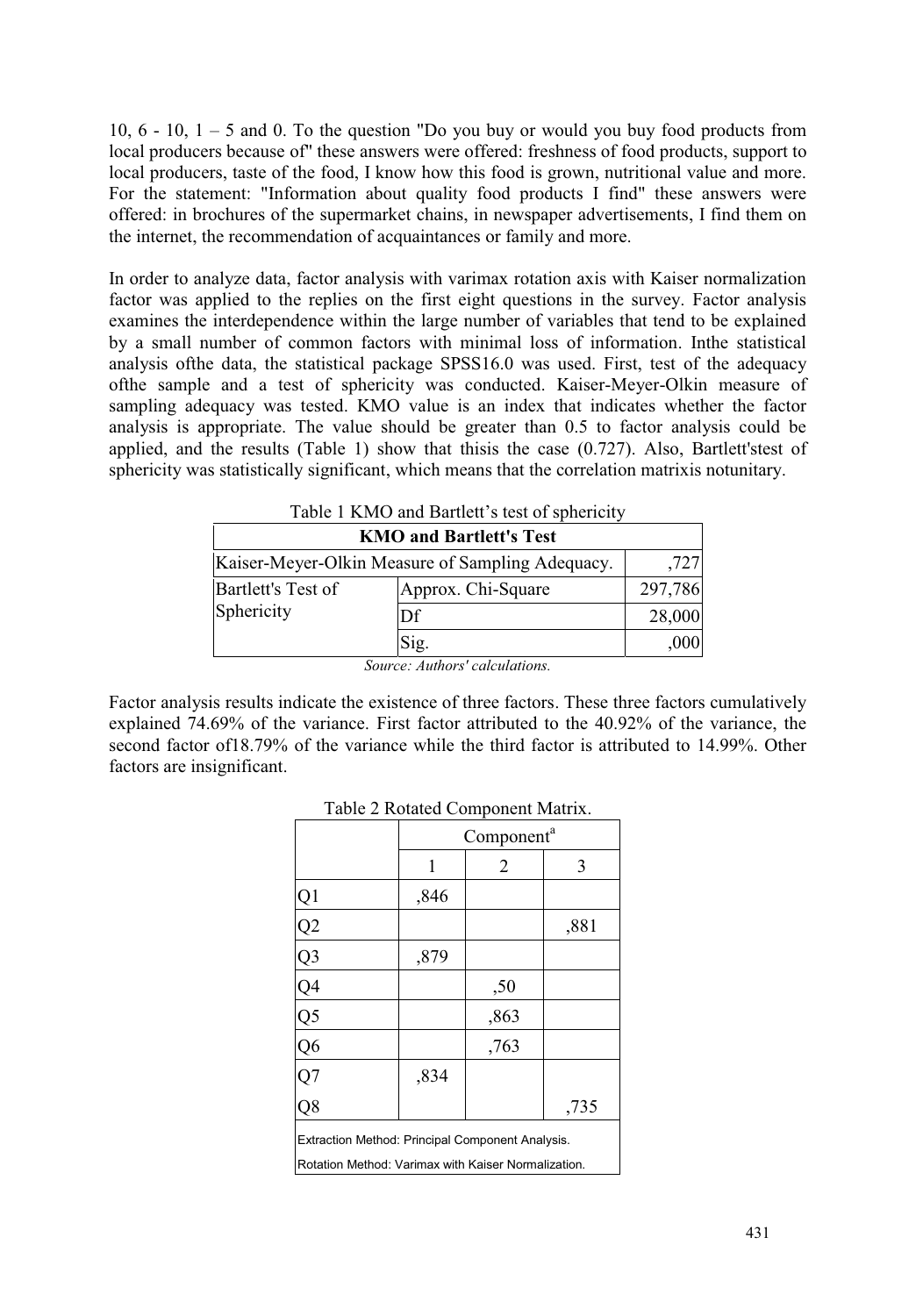10, 6 - 10, 1 – 5 and 0. To the question "Do you buy or would you buy food products from local producers because of" these answers were offered: freshness of food products, support to local producers, taste of the food, I know how this food is grown, nutritional value and more. For the statement: "Information about quality food products I find" these answers were offered: in brochures of the supermarket chains, in newspaper advertisements, I find them on the internet, the recommendation of acquaintances or family and more.

In order to analyze data, factor analysis with varimax rotation axis with Kaiser normalization factor was applied to the replies on the first eight questions in the survey. Factor analysis examines the interdependence within the large number of variables that tend to be explained by a small number of common factors with minimal loss of information. Inthe statistical analysis ofthe data, the statistical package SPSS16.0 was used. First, test of the adequacy ofthe sample and a test of sphericity was conducted. Kaiser-Meyer-Olkin measure of sampling adequacy was tested. KMO value is an index that indicates whether the factor analysis is appropriate. The value should be greater than 0.5 to factor analysis could be applied, and the results (Table 1) show that thisis the case (0.727). Also, Bartlett'stest of sphericity was statistically significant, which means that the correlation matrixis notunitary.

Table 1 KMO and Bartlett's test of sphericity

| KMO and Bartlett's Test | | |
|---|---|---|
| Kaiser-Meyer-Olkin Measure of Sampling Adequacy. | | ,727 |
| Bartlett's Test of Sphericity | Approx. Chi-Square | 297,786 |
| | Df | 28,000 |
| | Sig. | ,000 |

*Source: Authors' calculations.*

Factor analysis results indicate the existence of three factors. These three factors cumulatively explained 74.69% of the variance. First factor attributed to the 40.92% of the variance, the second factor of18.79% of the variance while the third factor is attributed to 14.99%. Other factors are insignificant.

Table 2 Rotated Component Matrix.

| | Component[a] | | |
|---|---|---|---|
| | 1 | 2 | 3 |
| Q1 | ,846 | | |
| Q2 | | | ,881 |
| Q3 | ,879 | | |
| Q4 | | ,50 | |
| Q5 | | ,863 | |
| Q6 | | ,763 | |
| Q7 | ,834 | | |
| Q8 | | | ,735 |

Extraction Method: Principal Component Analysis.
Rotation Method: Varimax with Kaiser Normalization.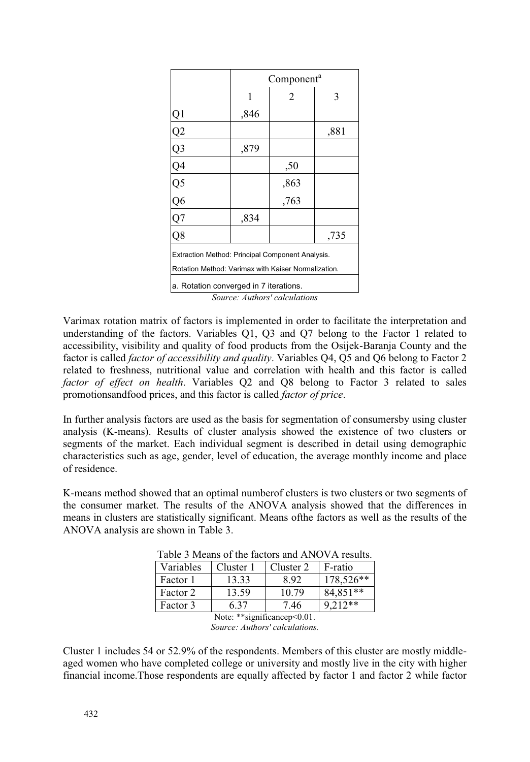| | Component[a] | | |
|---|---|---|---|
| | 1 | 2 | 3 |
| Q1 | ,846 | | |
| Q2 | | | ,881 |
| Q3 | ,879 | | |
| Q4 | | ,50 | |
| Q5 | | ,863 | |
| Q6 | | ,763 | |
| Q7 | ,834 | | |
| Q8 | | | ,735 |

Extraction Method: Principal Component Analysis.
Rotation Method: Varimax with Kaiser Normalization.

a. Rotation converged in 7 iterations.

*Source: Authors' calculations*

Varimax rotation matrix of factors is implemented in order to facilitate the interpretation and understanding of the factors. Variables Q1, Q3 and Q7 belong to the Factor 1 related to accessibility, visibility and quality of food products from the Osijek-Baranja County and the factor is called *factor of accessibility and quality*. Variables Q4, Q5 and Q6 belong to Factor 2 related to freshness, nutritional value and correlation with health and this factor is called *factor of effect on health*. Variables Q2 and Q8 belong to Factor 3 related to sales promotionsandfood prices, and this factor is called *factor of price*.

In further analysis factors are used as the basis for segmentation of consumersby using cluster analysis (K-means). Results of cluster analysis showed the existence of two clusters or segments of the market. Each individual segment is described in detail using demographic characteristics such as age, gender, level of education, the average monthly income and place of residence.

K-means method showed that an optimal numberof clusters is two clusters or two segments of the consumer market. The results of the ANOVA analysis showed that the differences in means in clusters are statistically significant. Means ofthe factors as well as the results of the ANOVA analysis are shown in Table 3.

Table 3 Means of the factors and ANOVA results.

| Variables | Cluster 1 | Cluster 2 | F-ratio |
|---|---|---|---|
| Factor 1 | 13.33 | 8.92 | 178,526** |
| Factor 2 | 13.59 | 10.79 | 84,851** |
| Factor 3 | 6.37 | 7.46 | 9,212** |

Note: **significancep<0.01.

*Source: Authors' calculations.*

Cluster 1 includes 54 or 52.9% of the respondents. Members of this cluster are mostly middle-aged women who have completed college or university and mostly live in the city with higher financial income.Those respondents are equally affected by factor 1 and factor 2 while factor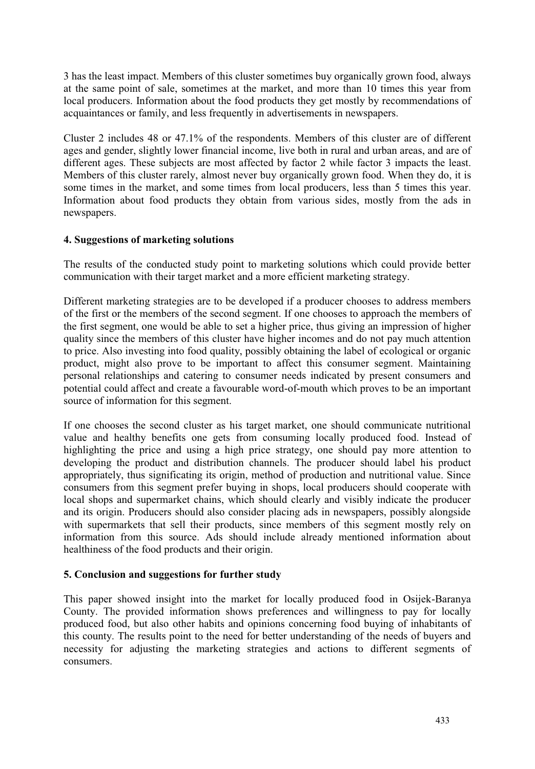3 has the least impact. Members of this cluster sometimes buy organically grown food, always at the same point of sale, sometimes at the market, and more than 10 times this year from local producers. Information about the food products they get mostly by recommendations of acquaintances or family, and less frequently in advertisements in newspapers.

Cluster 2 includes 48 or 47.1% of the respondents. Members of this cluster are of different ages and gender, slightly lower financial income, live both in rural and urban areas, and are of different ages. These subjects are most affected by factor 2 while factor 3 impacts the least. Members of this cluster rarely, almost never buy organically grown food. When they do, it is some times in the market, and some times from local producers, less than 5 times this year. Information about food products they obtain from various sides, mostly from the ads in newspapers.

## 4. Suggestions of marketing solutions

The results of the conducted study point to marketing solutions which could provide better communication with their target market and a more efficient marketing strategy.

Different marketing strategies are to be developed if a producer chooses to address members of the first or the members of the second segment. If one chooses to approach the members of the first segment, one would be able to set a higher price, thus giving an impression of higher quality since the members of this cluster have higher incomes and do not pay much attention to price. Also investing into food quality, possibly obtaining the label of ecological or organic product, might also prove to be important to affect this consumer segment. Maintaining personal relationships and catering to consumer needs indicated by present consumers and potential could affect and create a favourable word-of-mouth which proves to be an important source of information for this segment.

If one chooses the second cluster as his target market, one should communicate nutritional value and healthy benefits one gets from consuming locally produced food. Instead of highlighting the price and using a high price strategy, one should pay more attention to developing the product and distribution channels. The producer should label his product appropriately, thus significating its origin, method of production and nutritional value. Since consumers from this segment prefer buying in shops, local producers should cooperate with local shops and supermarket chains, which should clearly and visibly indicate the producer and its origin. Producers should also consider placing ads in newspapers, possibly alongside with supermarkets that sell their products, since members of this segment mostly rely on information from this source. Ads should include already mentioned information about healthiness of the food products and their origin.

## 5. Conclusion and suggestions for further study

This paper showed insight into the market for locally produced food in Osijek-Baranya County. The provided information shows preferences and willingness to pay for locally produced food, but also other habits and opinions concerning food buying of inhabitants of this county. The results point to the need for better understanding of the needs of buyers and necessity for adjusting the marketing strategies and actions to different segments of consumers.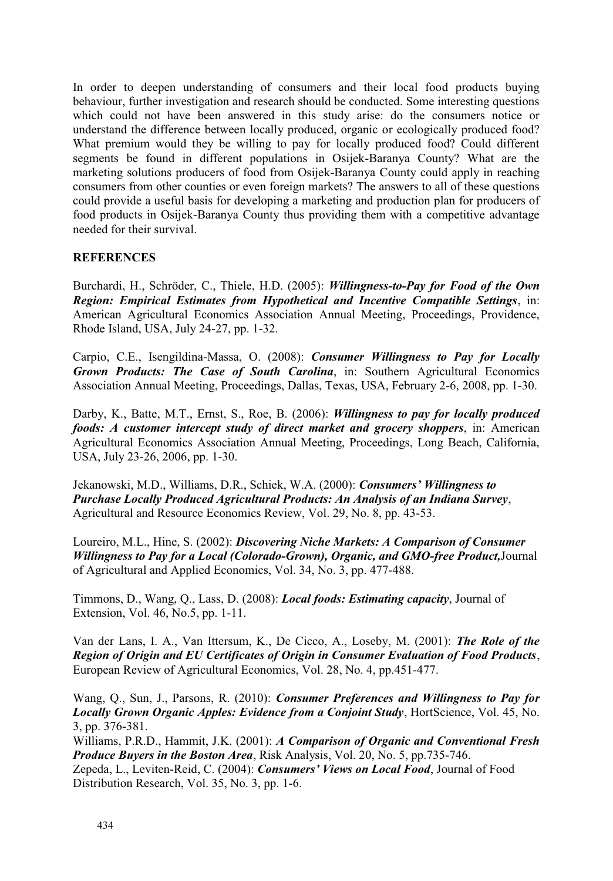In order to deepen understanding of consumers and their local food products buying behaviour, further investigation and research should be conducted. Some interesting questions which could not have been answered in this study arise: do the consumers notice or understand the difference between locally produced, organic or ecologically produced food? What premium would they be willing to pay for locally produced food? Could different segments be found in different populations in Osijek-Baranya County? What are the marketing solutions producers of food from Osijek-Baranya County could apply in reaching consumers from other counties or even foreign markets? The answers to all of these questions could provide a useful basis for developing a marketing and production plan for producers of food products in Osijek-Baranya County thus providing them with a competitive advantage needed for their survival.

## REFERENCES

Burchardi, H., Schröder, C., Thiele, H.D. (2005): ***Willingness-to-Pay for Food of the Own Region: Empirical Estimates from Hypothetical and Incentive Compatible Settings***, in: American Agricultural Economics Association Annual Meeting, Proceedings, Providence, Rhode Island, USA, July 24-27, pp. 1-32.

Carpio, C.E., Isengildina-Massa, O. (2008): ***Consumer Willingness to Pay for Locally Grown Products: The Case of South Carolina***, in: Southern Agricultural Economics Association Annual Meeting, Proceedings, Dallas, Texas, USA, February 2-6, 2008, pp. 1-30.

Darby, K., Batte, M.T., Ernst, S., Roe, B. (2006): ***Willingness to pay for locally produced foods: A customer intercept study of direct market and grocery shoppers***, in: American Agricultural Economics Association Annual Meeting, Proceedings, Long Beach, California, USA, July 23-26, 2006, pp. 1-30.

Jekanowski, M.D., Williams, D.R., Schiek, W.A. (2000): ***Consumers' Willingness to Purchase Locally Produced Agricultural Products: An Analysis of an Indiana Survey***, Agricultural and Resource Economics Review, Vol. 29, No. 8, pp. 43-53.

Loureiro, M.L., Hine, S. (2002): ***Discovering Niche Markets: A Comparison of Consumer Willingness to Pay for a Local (Colorado-Grown), Organic, and GMO-free Product,***Journal of Agricultural and Applied Economics, Vol. 34, No. 3, pp. 477-488.

Timmons, D., Wang, Q., Lass, D. (2008): ***Local foods: Estimating capacity***, Journal of Extension, Vol. 46, No.5, pp. 1-11.

Van der Lans, I. A., Van Ittersum, K., De Cicco, A., Loseby, M. (2001): ***The Role of the Region of Origin and EU Certificates of Origin in Consumer Evaluation of Food Products***, European Review of Agricultural Economics, Vol. 28, No. 4, pp.451-477.

Wang, Q., Sun, J., Parsons, R. (2010): ***Consumer Preferences and Willingness to Pay for Locally Grown Organic Apples: Evidence from a Conjoint Study***, HortScience, Vol. 45, No. 3, pp. 376-381.

Williams, P.R.D., Hammit, J.K. (2001): ***A Comparison of Organic and Conventional Fresh Produce Buyers in the Boston Area***, Risk Analysis, Vol. 20, No. 5, pp.735-746.

Zepeda, L., Leviten-Reid, C. (2004): ***Consumers' Views on Local Food***, Journal of Food Distribution Research, Vol. 35, No. 3, pp. 1-6.